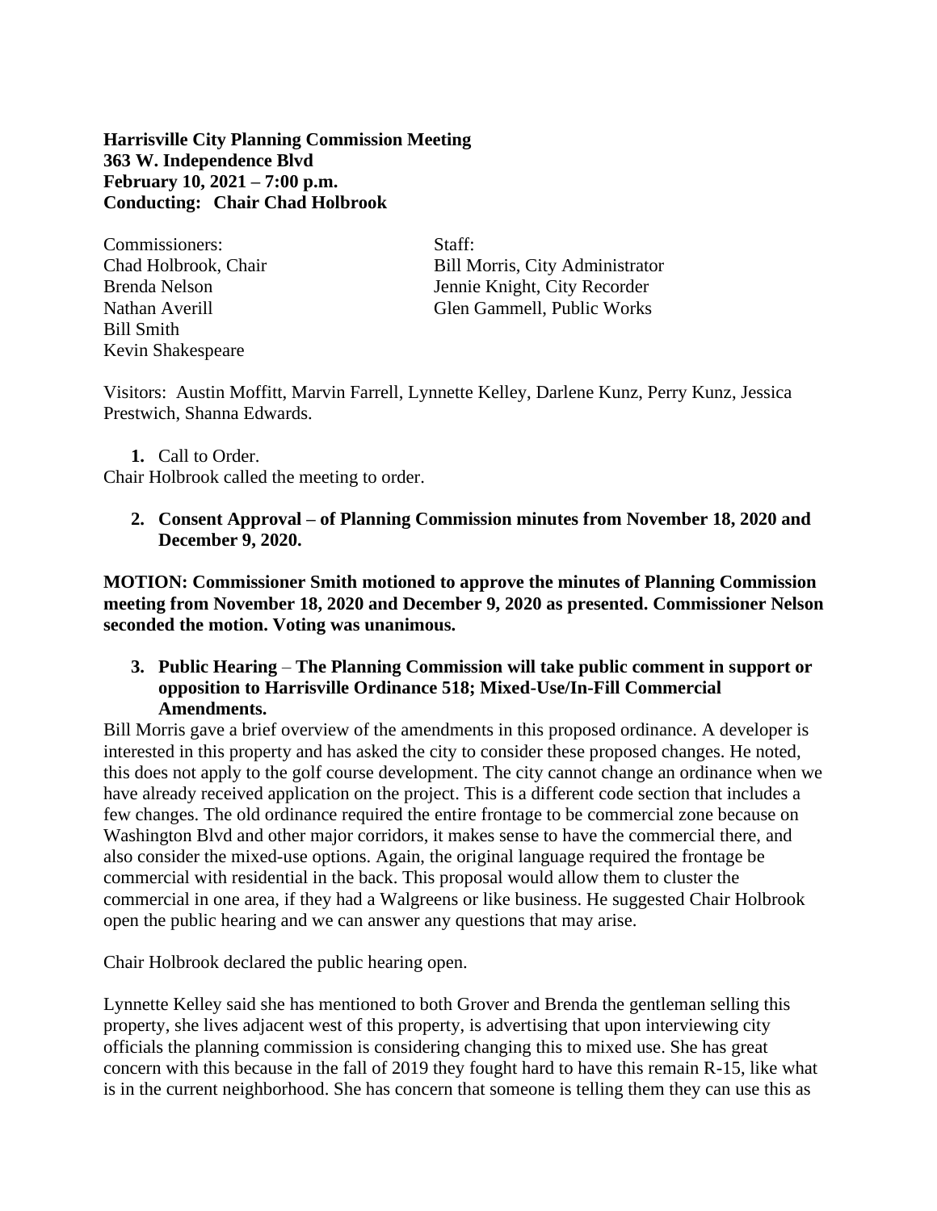**Harrisville City Planning Commission Meeting**
**363 W. Independence Blvd**
**February 10, 2021 – 7:00 p.m.**
**Conducting: Chair Chad Holbrook**

Commissioners:
Chad Holbrook, Chair
Brenda Nelson
Nathan Averill
Bill Smith
Kevin Shakespeare

Staff:
Bill Morris, City Administrator
Jennie Knight, City Recorder
Glen Gammell, Public Works

Visitors: Austin Moffitt, Marvin Farrell, Lynnette Kelley, Darlene Kunz, Perry Kunz, Jessica Prestwich, Shanna Edwards.

1. Call to Order.

Chair Holbrook called the meeting to order.

2. **Consent Approval – of Planning Commission minutes from November 18, 2020 and December 9, 2020.**

**MOTION: Commissioner Smith motioned to approve the minutes of Planning Commission meeting from November 18, 2020 and December 9, 2020 as presented. Commissioner Nelson seconded the motion. Voting was unanimous.**

3. **Public Hearing – The Planning Commission will take public comment in support or opposition to Harrisville Ordinance 518; Mixed-Use/In-Fill Commercial Amendments.**

Bill Morris gave a brief overview of the amendments in this proposed ordinance. A developer is interested in this property and has asked the city to consider these proposed changes. He noted, this does not apply to the golf course development. The city cannot change an ordinance when we have already received application on the project. This is a different code section that includes a few changes. The old ordinance required the entire frontage to be commercial zone because on Washington Blvd and other major corridors, it makes sense to have the commercial there, and also consider the mixed-use options. Again, the original language required the frontage be commercial with residential in the back. This proposal would allow them to cluster the commercial in one area, if they had a Walgreens or like business. He suggested Chair Holbrook open the public hearing and we can answer any questions that may arise.

Chair Holbrook declared the public hearing open.

Lynnette Kelley said she has mentioned to both Grover and Brenda the gentleman selling this property, she lives adjacent west of this property, is advertising that upon interviewing city officials the planning commission is considering changing this to mixed use. She has great concern with this because in the fall of 2019 they fought hard to have this remain R-15, like what is in the current neighborhood. She has concern that someone is telling them they can use this as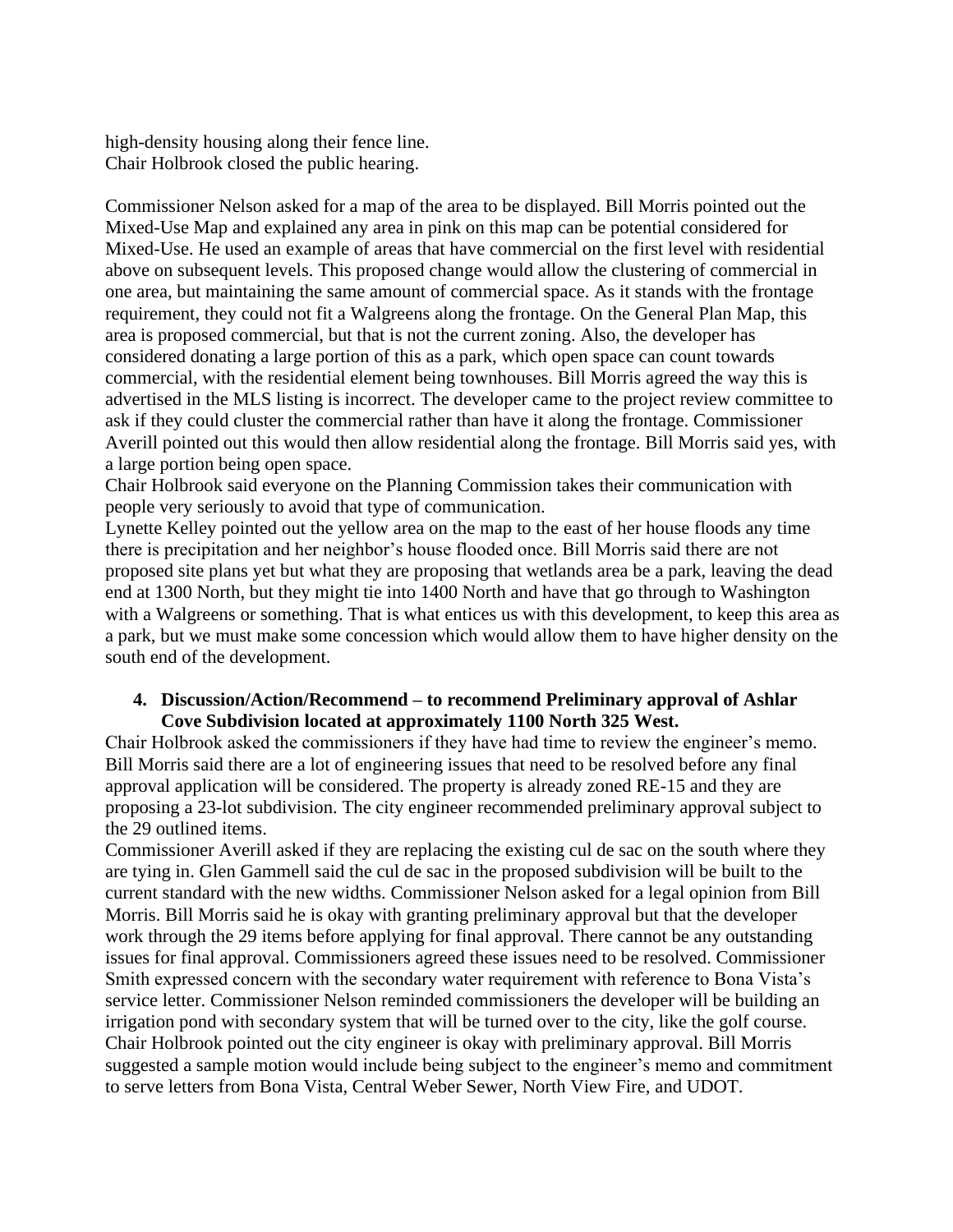high-density housing along their fence line.
Chair Holbrook closed the public hearing.

Commissioner Nelson asked for a map of the area to be displayed. Bill Morris pointed out the Mixed-Use Map and explained any area in pink on this map can be potential considered for Mixed-Use. He used an example of areas that have commercial on the first level with residential above on subsequent levels. This proposed change would allow the clustering of commercial in one area, but maintaining the same amount of commercial space. As it stands with the frontage requirement, they could not fit a Walgreens along the frontage. On the General Plan Map, this area is proposed commercial, but that is not the current zoning. Also, the developer has considered donating a large portion of this as a park, which open space can count towards commercial, with the residential element being townhouses. Bill Morris agreed the way this is advertised in the MLS listing is incorrect. The developer came to the project review committee to ask if they could cluster the commercial rather than have it along the frontage. Commissioner Averill pointed out this would then allow residential along the frontage. Bill Morris said yes, with a large portion being open space.
Chair Holbrook said everyone on the Planning Commission takes their communication with people very seriously to avoid that type of communication.
Lynette Kelley pointed out the yellow area on the map to the east of her house floods any time there is precipitation and her neighbor's house flooded once. Bill Morris said there are not proposed site plans yet but what they are proposing that wetlands area be a park, leaving the dead end at 1300 North, but they might tie into 1400 North and have that go through to Washington with a Walgreens or something. That is what entices us with this development, to keep this area as a park, but we must make some concession which would allow them to have higher density on the south end of the development.

4. **Discussion/Action/Recommend – to recommend Preliminary approval of Ashlar Cove Subdivision located at approximately 1100 North 325 West.**

Chair Holbrook asked the commissioners if they have had time to review the engineer's memo. Bill Morris said there are a lot of engineering issues that need to be resolved before any final approval application will be considered. The property is already zoned RE-15 and they are proposing a 23-lot subdivision. The city engineer recommended preliminary approval subject to the 29 outlined items.
Commissioner Averill asked if they are replacing the existing cul de sac on the south where they are tying in. Glen Gammell said the cul de sac in the proposed subdivision will be built to the current standard with the new widths. Commissioner Nelson asked for a legal opinion from Bill Morris. Bill Morris said he is okay with granting preliminary approval but that the developer work through the 29 items before applying for final approval. There cannot be any outstanding issues for final approval. Commissioners agreed these issues need to be resolved. Commissioner Smith expressed concern with the secondary water requirement with reference to Bona Vista's service letter. Commissioner Nelson reminded commissioners the developer will be building an irrigation pond with secondary system that will be turned over to the city, like the golf course. Chair Holbrook pointed out the city engineer is okay with preliminary approval. Bill Morris suggested a sample motion would include being subject to the engineer's memo and commitment to serve letters from Bona Vista, Central Weber Sewer, North View Fire, and UDOT.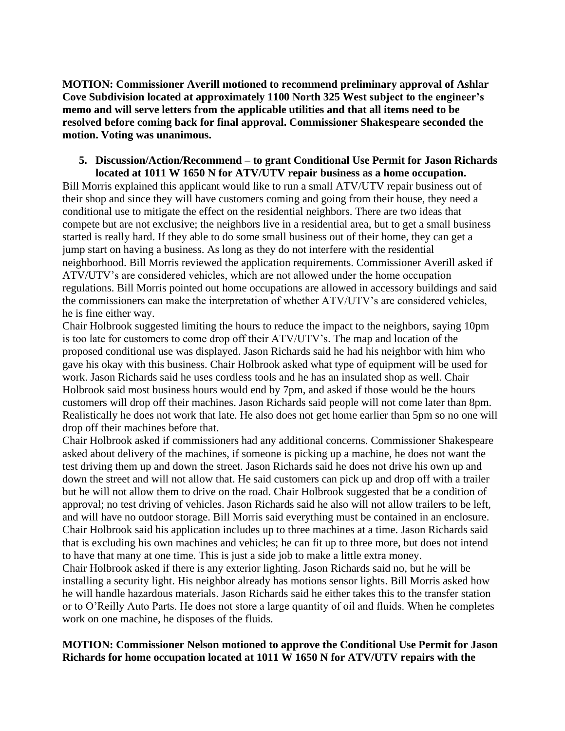**MOTION: Commissioner Averill motioned to recommend preliminary approval of Ashlar Cove Subdivision located at approximately 1100 North 325 West subject to the engineer's memo and will serve letters from the applicable utilities and that all items need to be resolved before coming back for final approval. Commissioner Shakespeare seconded the motion. Voting was unanimous.**

5. **Discussion/Action/Recommend – to grant Conditional Use Permit for Jason Richards located at 1011 W 1650 N for ATV/UTV repair business as a home occupation.**

Bill Morris explained this applicant would like to run a small ATV/UTV repair business out of their shop and since they will have customers coming and going from their house, they need a conditional use to mitigate the effect on the residential neighbors. There are two ideas that compete but are not exclusive; the neighbors live in a residential area, but to get a small business started is really hard. If they able to do some small business out of their home, they can get a jump start on having a business. As long as they do not interfere with the residential neighborhood. Bill Morris reviewed the application requirements. Commissioner Averill asked if ATV/UTV's are considered vehicles, which are not allowed under the home occupation regulations. Bill Morris pointed out home occupations are allowed in accessory buildings and said the commissioners can make the interpretation of whether ATV/UTV's are considered vehicles, he is fine either way.

Chair Holbrook suggested limiting the hours to reduce the impact to the neighbors, saying 10pm is too late for customers to come drop off their ATV/UTV's. The map and location of the proposed conditional use was displayed. Jason Richards said he had his neighbor with him who gave his okay with this business. Chair Holbrook asked what type of equipment will be used for work. Jason Richards said he uses cordless tools and he has an insulated shop as well. Chair Holbrook said most business hours would end by 7pm, and asked if those would be the hours customers will drop off their machines. Jason Richards said people will not come later than 8pm. Realistically he does not work that late. He also does not get home earlier than 5pm so no one will drop off their machines before that.

Chair Holbrook asked if commissioners had any additional concerns. Commissioner Shakespeare asked about delivery of the machines, if someone is picking up a machine, he does not want the test driving them up and down the street. Jason Richards said he does not drive his own up and down the street and will not allow that. He said customers can pick up and drop off with a trailer but he will not allow them to drive on the road. Chair Holbrook suggested that be a condition of approval; no test driving of vehicles. Jason Richards said he also will not allow trailers to be left, and will have no outdoor storage. Bill Morris said everything must be contained in an enclosure. Chair Holbrook said his application includes up to three machines at a time. Jason Richards said that is excluding his own machines and vehicles; he can fit up to three more, but does not intend to have that many at one time. This is just a side job to make a little extra money.

Chair Holbrook asked if there is any exterior lighting. Jason Richards said no, but he will be installing a security light. His neighbor already has motions sensor lights. Bill Morris asked how he will handle hazardous materials. Jason Richards said he either takes this to the transfer station or to O'Reilly Auto Parts. He does not store a large quantity of oil and fluids. When he completes work on one machine, he disposes of the fluids.

**MOTION: Commissioner Nelson motioned to approve the Conditional Use Permit for Jason Richards for home occupation located at 1011 W 1650 N for ATV/UTV repairs with the**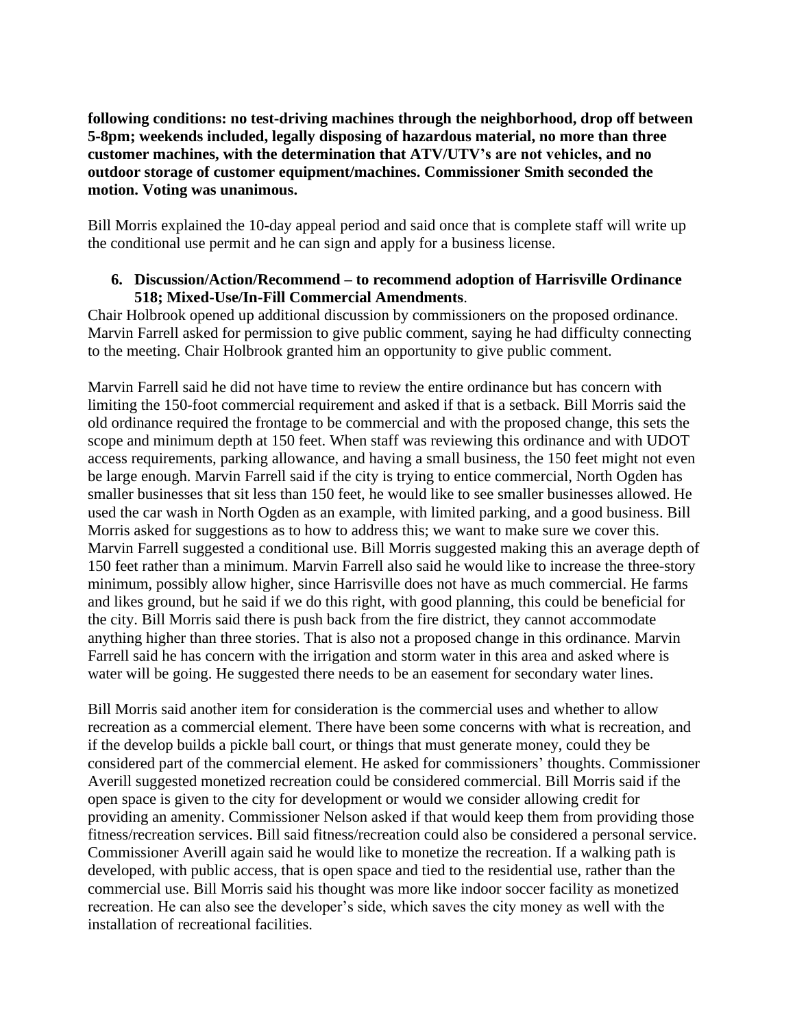**following conditions: no test-driving machines through the neighborhood, drop off between 5-8pm; weekends included, legally disposing of hazardous material, no more than three customer machines, with the determination that ATV/UTV's are not vehicles, and no outdoor storage of customer equipment/machines. Commissioner Smith seconded the motion. Voting was unanimous.**

Bill Morris explained the 10-day appeal period and said once that is complete staff will write up the conditional use permit and he can sign and apply for a business license.

6. **Discussion/Action/Recommend – to recommend adoption of Harrisville Ordinance 518; Mixed-Use/In-Fill Commercial Amendments**.

Chair Holbrook opened up additional discussion by commissioners on the proposed ordinance. Marvin Farrell asked for permission to give public comment, saying he had difficulty connecting to the meeting. Chair Holbrook granted him an opportunity to give public comment.

Marvin Farrell said he did not have time to review the entire ordinance but has concern with limiting the 150-foot commercial requirement and asked if that is a setback. Bill Morris said the old ordinance required the frontage to be commercial and with the proposed change, this sets the scope and minimum depth at 150 feet. When staff was reviewing this ordinance and with UDOT access requirements, parking allowance, and having a small business, the 150 feet might not even be large enough. Marvin Farrell said if the city is trying to entice commercial, North Ogden has smaller businesses that sit less than 150 feet, he would like to see smaller businesses allowed. He used the car wash in North Ogden as an example, with limited parking, and a good business. Bill Morris asked for suggestions as to how to address this; we want to make sure we cover this. Marvin Farrell suggested a conditional use. Bill Morris suggested making this an average depth of 150 feet rather than a minimum. Marvin Farrell also said he would like to increase the three-story minimum, possibly allow higher, since Harrisville does not have as much commercial. He farms and likes ground, but he said if we do this right, with good planning, this could be beneficial for the city. Bill Morris said there is push back from the fire district, they cannot accommodate anything higher than three stories. That is also not a proposed change in this ordinance. Marvin Farrell said he has concern with the irrigation and storm water in this area and asked where is water will be going. He suggested there needs to be an easement for secondary water lines.

Bill Morris said another item for consideration is the commercial uses and whether to allow recreation as a commercial element. There have been some concerns with what is recreation, and if the develop builds a pickle ball court, or things that must generate money, could they be considered part of the commercial element. He asked for commissioners' thoughts. Commissioner Averill suggested monetized recreation could be considered commercial. Bill Morris said if the open space is given to the city for development or would we consider allowing credit for providing an amenity. Commissioner Nelson asked if that would keep them from providing those fitness/recreation services. Bill said fitness/recreation could also be considered a personal service. Commissioner Averill again said he would like to monetize the recreation. If a walking path is developed, with public access, that is open space and tied to the residential use, rather than the commercial use. Bill Morris said his thought was more like indoor soccer facility as monetized recreation. He can also see the developer's side, which saves the city money as well with the installation of recreational facilities.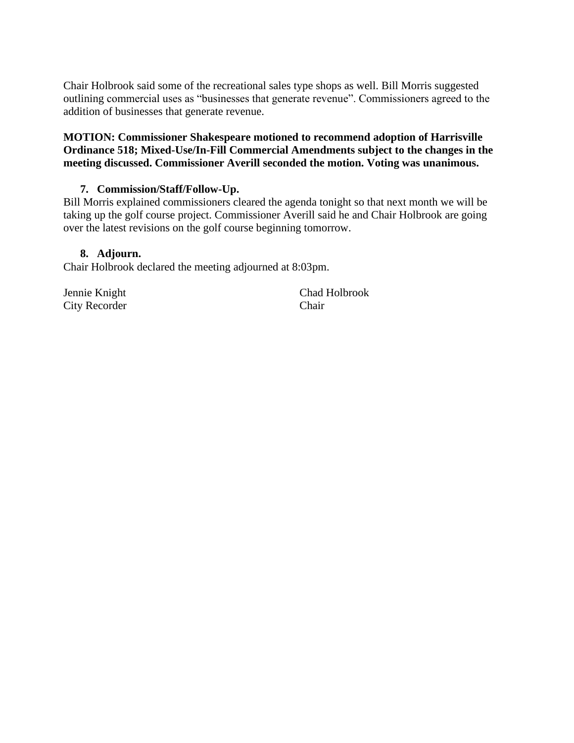Chair Holbrook said some of the recreational sales type shops as well. Bill Morris suggested outlining commercial uses as "businesses that generate revenue". Commissioners agreed to the addition of businesses that generate revenue.

**MOTION: Commissioner Shakespeare motioned to recommend adoption of Harrisville Ordinance 518; Mixed-Use/In-Fill Commercial Amendments subject to the changes in the meeting discussed. Commissioner Averill seconded the motion. Voting was unanimous.**

**7. Commission/Staff/Follow-Up.**

Bill Morris explained commissioners cleared the agenda tonight so that next month we will be taking up the golf course project. Commissioner Averill said he and Chair Holbrook are going over the latest revisions on the golf course beginning tomorrow.

**8. Adjourn.**

Chair Holbrook declared the meeting adjourned at 8:03pm.

| | |
|---|---|
| Jennie Knight | Chad Holbrook |
| City Recorder | Chair |